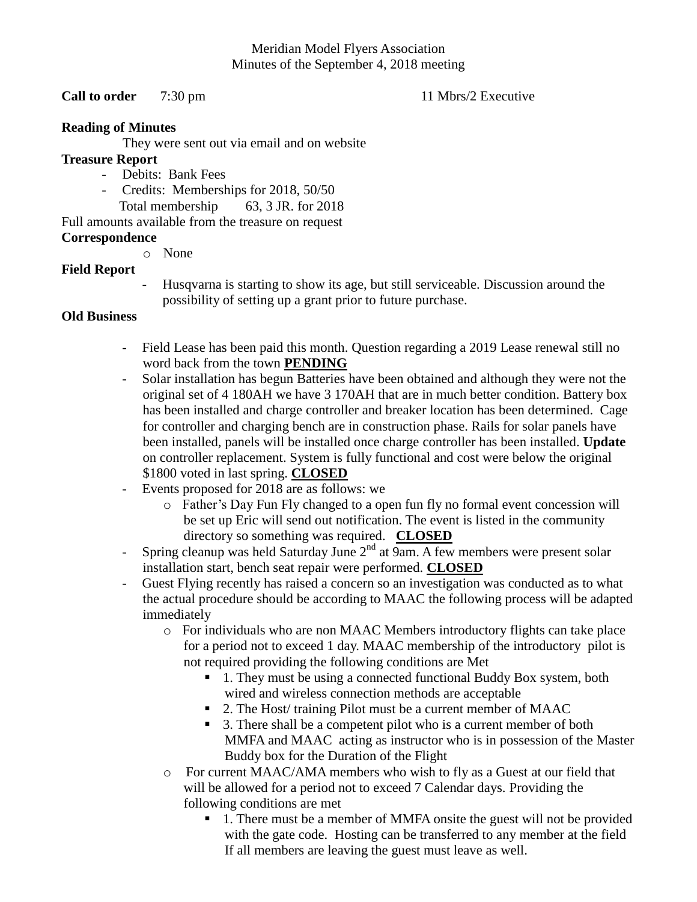Meridian Model Flyers Association
Minutes of the September 4, 2018 meeting

**Call to order** 7:30 pm 11 Mbrs/2 Executive

**Reading of Minutes**

They were sent out via email and on website

**Treasure Report**

- Debits: Bank Fees
- Credits: Memberships for 2018, 50/50
  Total membership 63, 3 JR. for 2018

Full amounts available from the treasure on request

**Correspondence**

- None

**Field Report**

- Husqvarna is starting to show its age, but still serviceable. Discussion around the possibility of setting up a grant prior to future purchase.

**Old Business**

- Field Lease has been paid this month. Question regarding a 2019 Lease renewal still no word back from the town **PENDING**
- Solar installation has begun Batteries have been obtained and although they were not the original set of 4 180AH we have 3 170AH that are in much better condition. Battery box has been installed and charge controller and breaker location has been determined. Cage for controller and charging bench are in construction phase. Rails for solar panels have been installed, panels will be installed once charge controller has been installed. **Update** on controller replacement. System is fully functional and cost were below the original $1800 voted in last spring. **CLOSED**
- Events proposed for 2018 are as follows: we
  - Father's Day Fun Fly changed to a open fun fly no formal event concession will be set up Eric will send out notification. The event is listed in the community directory so something was required. **CLOSED**
- Spring cleanup was held Saturday June 2nd at 9am. A few members were present solar installation start, bench seat repair were performed. **CLOSED**
- Guest Flying recently has raised a concern so an investigation was conducted as to what the actual procedure should be according to MAAC the following process will be adapted immediately
  - For individuals who are non MAAC Members introductory flights can take place for a period not to exceed 1 day. MAAC membership of the introductory pilot is not required providing the following conditions are Met
    - 1. They must be using a connected functional Buddy Box system, both wired and wireless connection methods are acceptable
    - 2. The Host/ training Pilot must be a current member of MAAC
    - 3. There shall be a competent pilot who is a current member of both MMFA and MAAC acting as instructor who is in possession of the Master Buddy box for the Duration of the Flight
  - For current MAAC/AMA members who wish to fly as a Guest at our field that will be allowed for a period not to exceed 7 Calendar days. Providing the following conditions are met
    - 1. There must be a member of MMFA onsite the guest will not be provided with the gate code. Hosting can be transferred to any member at the field If all members are leaving the guest must leave as well.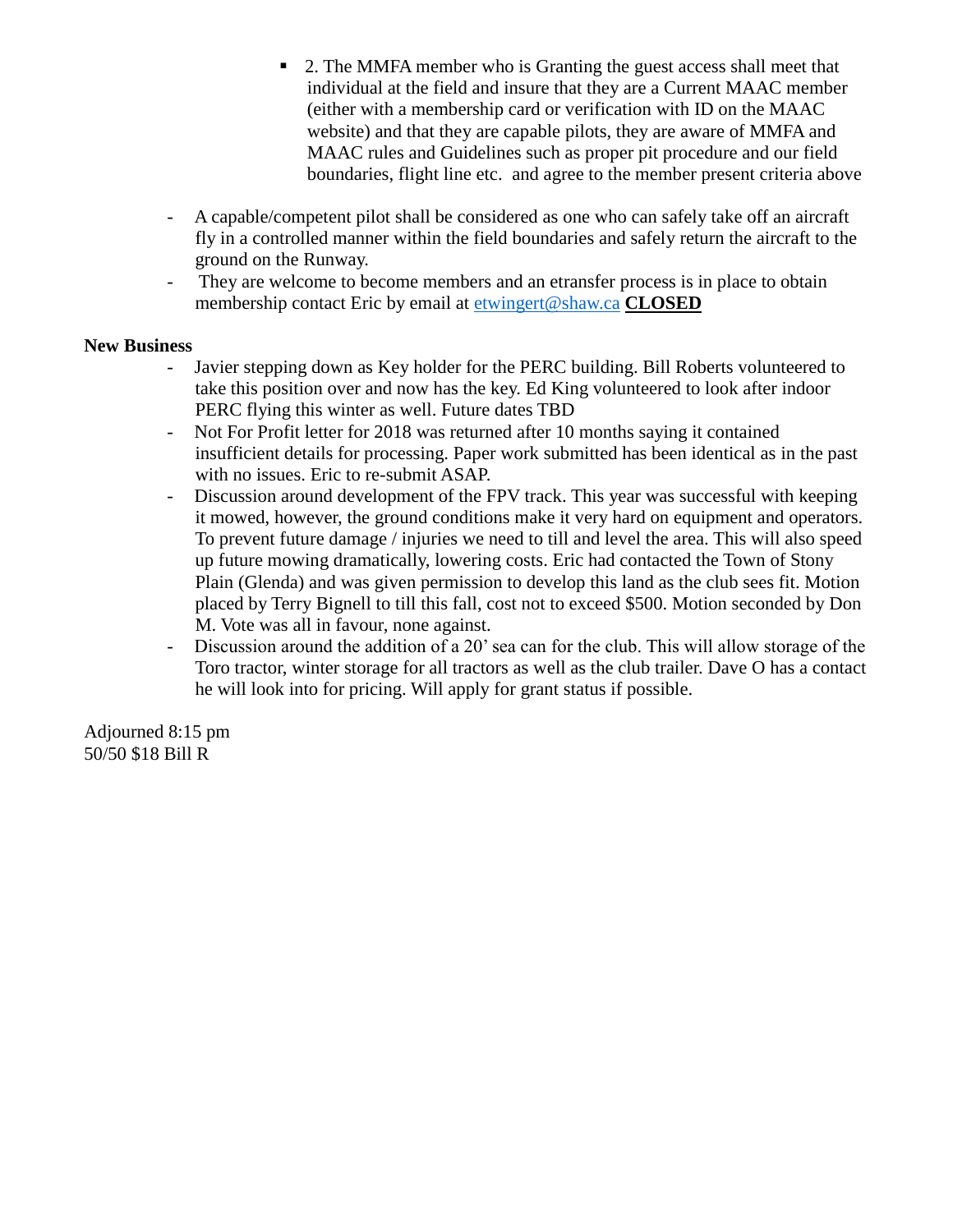- 2. The MMFA member who is Granting the guest access shall meet that individual at the field and insure that they are a Current MAAC member (either with a membership card or verification with ID on the MAAC website) and that they are capable pilots, they are aware of MMFA and MAAC rules and Guidelines such as proper pit procedure and our field boundaries, flight line etc. and agree to the member present criteria above

- A capable/competent pilot shall be considered as one who can safely take off an aircraft fly in a controlled manner within the field boundaries and safely return the aircraft to the ground on the Runway.
- They are welcome to become members and an etransfer process is in place to obtain membership contact Eric by email at etwingert@shaw.ca **CLOSED**

**New Business**

- Javier stepping down as Key holder for the PERC building. Bill Roberts volunteered to take this position over and now has the key. Ed King volunteered to look after indoor PERC flying this winter as well. Future dates TBD
- Not For Profit letter for 2018 was returned after 10 months saying it contained insufficient details for processing. Paper work submitted has been identical as in the past with no issues. Eric to re-submit ASAP.
- Discussion around development of the FPV track. This year was successful with keeping it mowed, however, the ground conditions make it very hard on equipment and operators. To prevent future damage / injuries we need to till and level the area. This will also speed up future mowing dramatically, lowering costs. Eric had contacted the Town of Stony Plain (Glenda) and was given permission to develop this land as the club sees fit. Motion placed by Terry Bignell to till this fall, cost not to exceed $500. Motion seconded by Don M. Vote was all in favour, none against.
- Discussion around the addition of a 20' sea can for the club. This will allow storage of the Toro tractor, winter storage for all tractors as well as the club trailer. Dave O has a contact he will look into for pricing. Will apply for grant status if possible.

Adjourned 8:15 pm
50/50 $18 Bill R